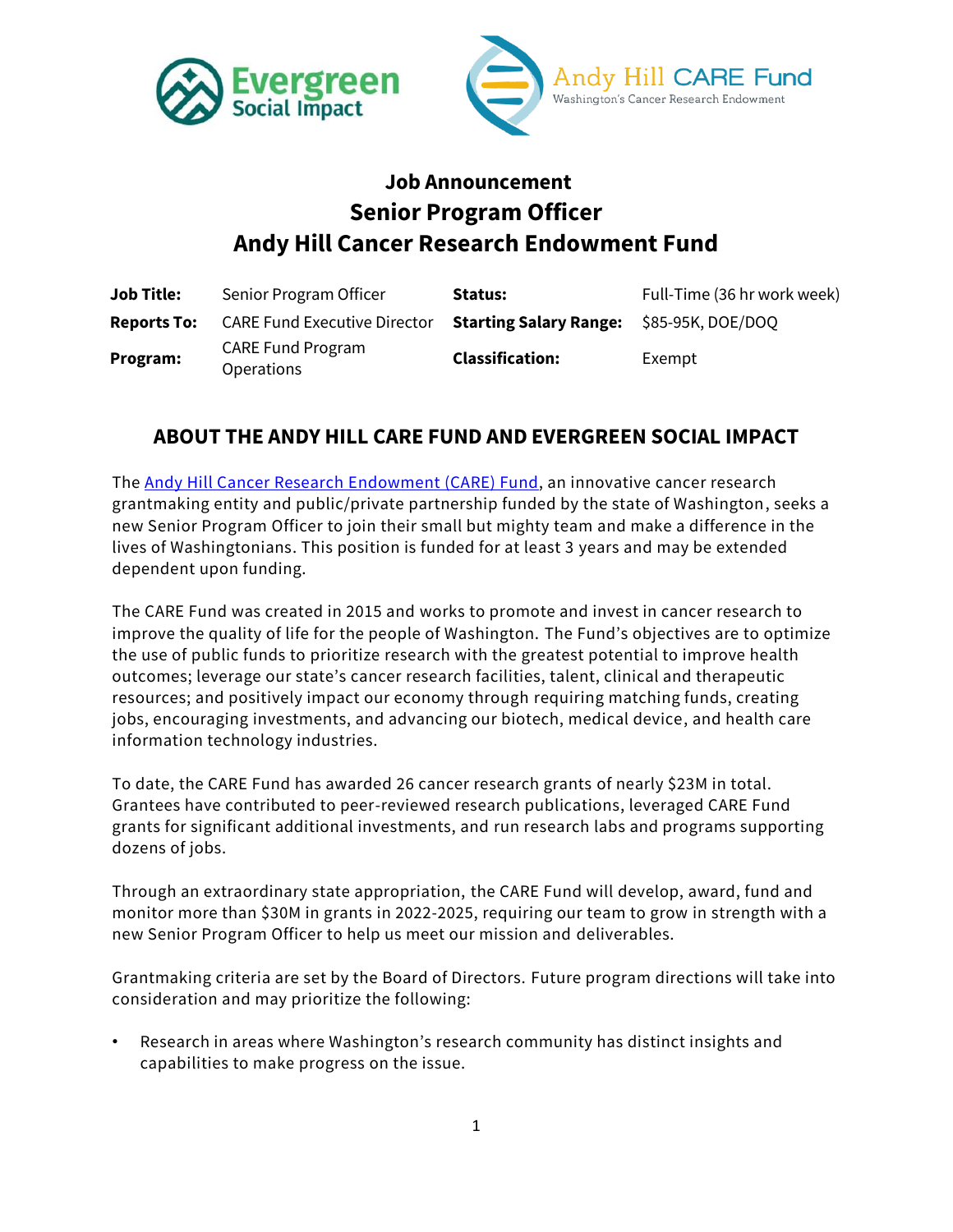# Job Announcement
# Senior Program Officer
# Andy Hill Cancer Research Endowment Fund

| **Job Title:** | Senior Program Officer | **Status:** | Full-Time (36 hr work week) |
|---|---|---|---|
| **Reports To:** | CARE Fund Executive Director | **Starting Salary Range:** | $85-95K, DOE/DOQ |
| **Program:** | CARE Fund Program Operations | **Classification:** | Exempt |

## ABOUT THE ANDY HILL CARE FUND AND EVERGREEN SOCIAL IMPACT

The [Andy Hill Cancer Research Endowment (CARE) Fund](), an innovative cancer research grantmaking entity and public/private partnership funded by the state of Washington, seeks a new Senior Program Officer to join their small but mighty team and make a difference in the lives of Washingtonians. This position is funded for at least 3 years and may be extended dependent upon funding.

The CARE Fund was created in 2015 and works to promote and invest in cancer research to improve the quality of life for the people of Washington. The Fund's objectives are to optimize the use of public funds to prioritize research with the greatest potential to improve health outcomes; leverage our state's cancer research facilities, talent, clinical and therapeutic resources; and positively impact our economy through requiring matching funds, creating jobs, encouraging investments, and advancing our biotech, medical device, and health care information technology industries.

To date, the CARE Fund has awarded 26 cancer research grants of nearly $23M in total. Grantees have contributed to peer-reviewed research publications, leveraged CARE Fund grants for significant additional investments, and run research labs and programs supporting dozens of jobs.

Through an extraordinary state appropriation, the CARE Fund will develop, award, fund and monitor more than $30M in grants in 2022-2025, requiring our team to grow in strength with a new Senior Program Officer to help us meet our mission and deliverables.

Grantmaking criteria are set by the Board of Directors. Future program directions will take into consideration and may prioritize the following:

- Research in areas where Washington's research community has distinct insights and capabilities to make progress on the issue.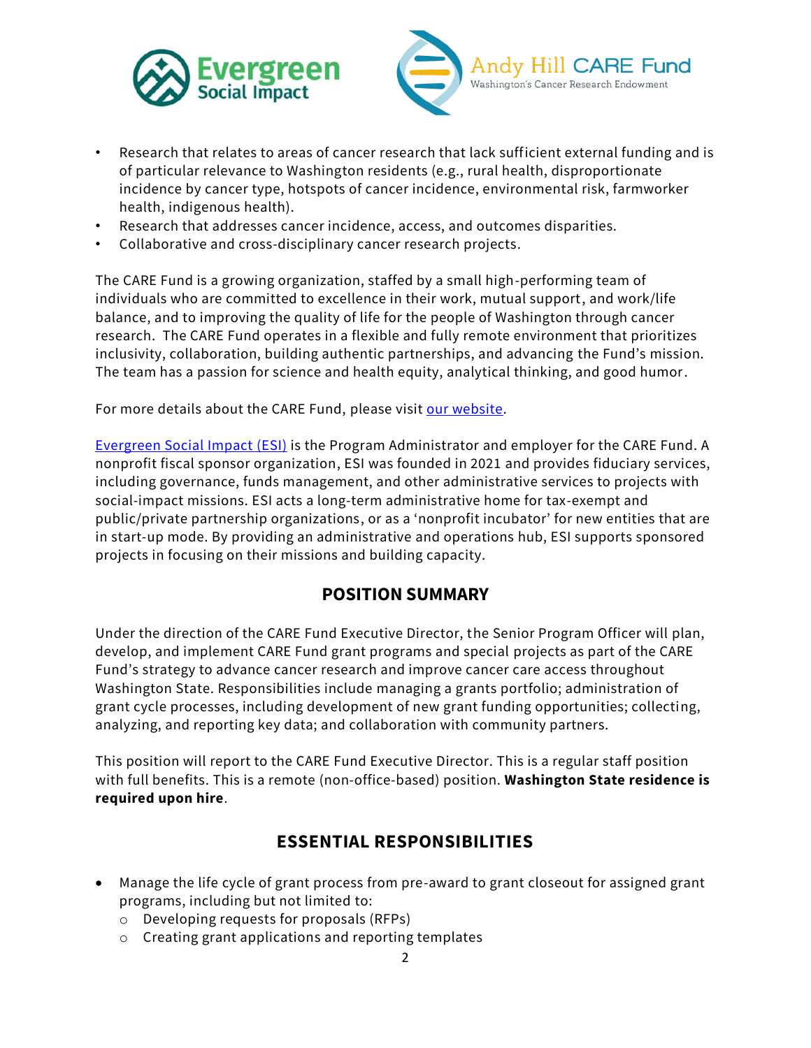- Research that relates to areas of cancer research that lack sufficient external funding and is of particular relevance to Washington residents (e.g., rural health, disproportionate incidence by cancer type, hotspots of cancer incidence, environmental risk, farmworker health, indigenous health).
- Research that addresses cancer incidence, access, and outcomes disparities.
- Collaborative and cross-disciplinary cancer research projects.

The CARE Fund is a growing organization, staffed by a small high-performing team of individuals who are committed to excellence in their work, mutual support, and work/life balance, and to improving the quality of life for the people of Washington through cancer research. The CARE Fund operates in a flexible and fully remote environment that prioritizes inclusivity, collaboration, building authentic partnerships, and advancing the Fund's mission. The team has a passion for science and health equity, analytical thinking, and good humor.

For more details about the CARE Fund, please visit [our website].

[Evergreen Social Impact (ESI)] is the Program Administrator and employer for the CARE Fund. A nonprofit fiscal sponsor organization, ESI was founded in 2021 and provides fiduciary services, including governance, funds management, and other administrative services to projects with social-impact missions. ESI acts a long-term administrative home for tax-exempt and public/private partnership organizations, or as a 'nonprofit incubator' for new entities that are in start-up mode. By providing an administrative and operations hub, ESI supports sponsored projects in focusing on their missions and building capacity.

## POSITION SUMMARY

Under the direction of the CARE Fund Executive Director, the Senior Program Officer will plan, develop, and implement CARE Fund grant programs and special projects as part of the CARE Fund's strategy to advance cancer research and improve cancer care access throughout Washington State. Responsibilities include managing a grants portfolio; administration of grant cycle processes, including development of new grant funding opportunities; collecting, analyzing, and reporting key data; and collaboration with community partners.

This position will report to the CARE Fund Executive Director. This is a regular staff position with full benefits. This is a remote (non-office-based) position. **Washington State residence is required upon hire**.

## ESSENTIAL RESPONSIBILITIES

- Manage the life cycle of grant process from pre-award to grant closeout for assigned grant programs, including but not limited to:
  - Developing requests for proposals (RFPs)
  - Creating grant applications and reporting templates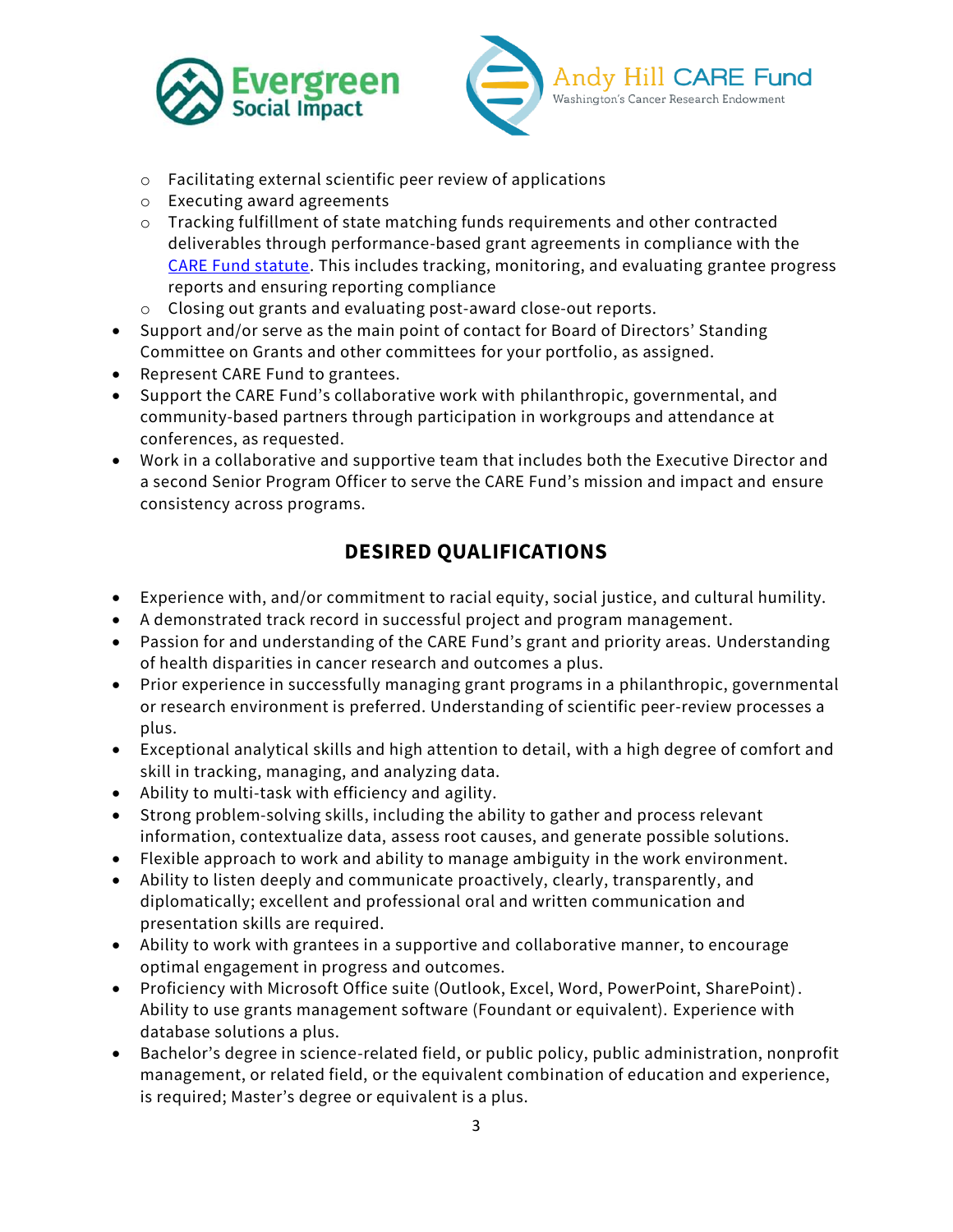- Facilitating external scientific peer review of applications
  - Executing award agreements
  - Tracking fulfillment of state matching funds requirements and other contracted deliverables through performance-based grant agreements in compliance with the [CARE Fund statute](). This includes tracking, monitoring, and evaluating grantee progress reports and ensuring reporting compliance
  - Closing out grants and evaluating post-award close-out reports.
- Support and/or serve as the main point of contact for Board of Directors' Standing Committee on Grants and other committees for your portfolio, as assigned.
- Represent CARE Fund to grantees.
- Support the CARE Fund's collaborative work with philanthropic, governmental, and community-based partners through participation in workgroups and attendance at conferences, as requested.
- Work in a collaborative and supportive team that includes both the Executive Director and a second Senior Program Officer to serve the CARE Fund's mission and impact and ensure consistency across programs.

## DESIRED QUALIFICATIONS

- Experience with, and/or commitment to racial equity, social justice, and cultural humility.
- A demonstrated track record in successful project and program management.
- Passion for and understanding of the CARE Fund's grant and priority areas. Understanding of health disparities in cancer research and outcomes a plus.
- Prior experience in successfully managing grant programs in a philanthropic, governmental or research environment is preferred. Understanding of scientific peer-review processes a plus.
- Exceptional analytical skills and high attention to detail, with a high degree of comfort and skill in tracking, managing, and analyzing data.
- Ability to multi-task with efficiency and agility.
- Strong problem-solving skills, including the ability to gather and process relevant information, contextualize data, assess root causes, and generate possible solutions.
- Flexible approach to work and ability to manage ambiguity in the work environment.
- Ability to listen deeply and communicate proactively, clearly, transparently, and diplomatically; excellent and professional oral and written communication and presentation skills are required.
- Ability to work with grantees in a supportive and collaborative manner, to encourage optimal engagement in progress and outcomes.
- Proficiency with Microsoft Office suite (Outlook, Excel, Word, PowerPoint, SharePoint). Ability to use grants management software (Foundant or equivalent). Experience with database solutions a plus.
- Bachelor's degree in science-related field, or public policy, public administration, nonprofit management, or related field, or the equivalent combination of education and experience, is required; Master's degree or equivalent is a plus.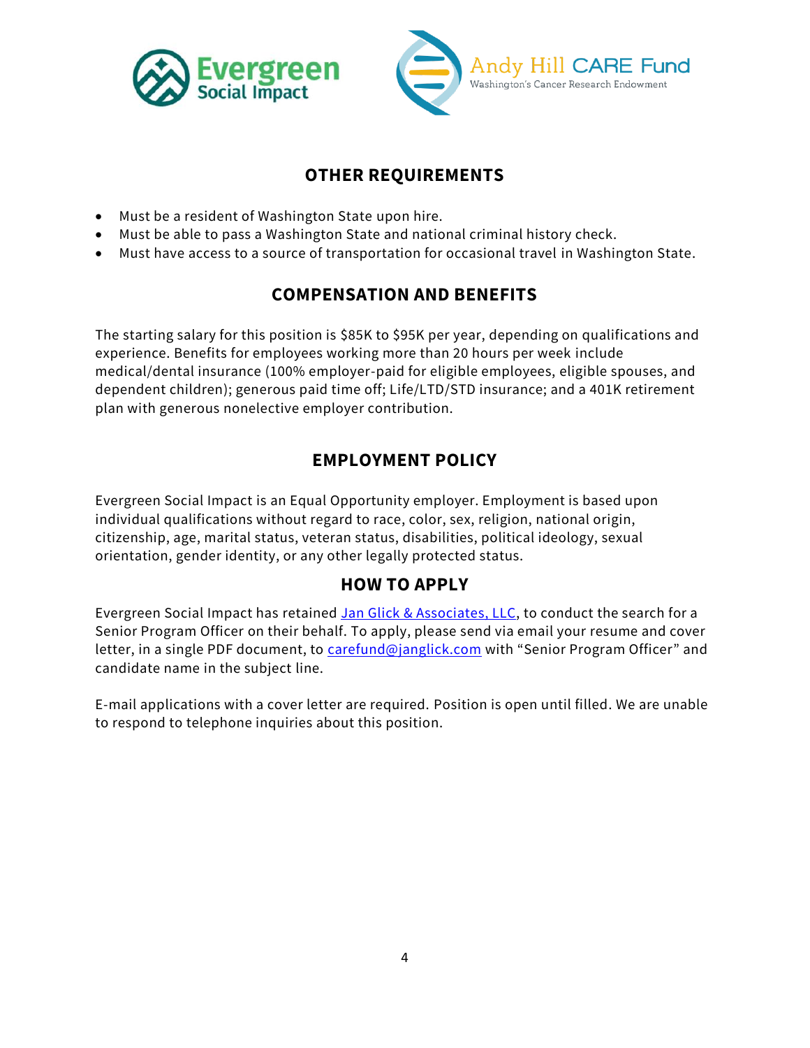## OTHER REQUIREMENTS

- Must be a resident of Washington State upon hire.
- Must be able to pass a Washington State and national criminal history check.
- Must have access to a source of transportation for occasional travel in Washington State.

## COMPENSATION AND BENEFITS

The starting salary for this position is $85K to $95K per year, depending on qualifications and experience. Benefits for employees working more than 20 hours per week include medical/dental insurance (100% employer-paid for eligible employees, eligible spouses, and dependent children); generous paid time off; Life/LTD/STD insurance; and a 401K retirement plan with generous nonelective employer contribution.

## EMPLOYMENT POLICY

Evergreen Social Impact is an Equal Opportunity employer. Employment is based upon individual qualifications without regard to race, color, sex, religion, national origin, citizenship, age, marital status, veteran status, disabilities, political ideology, sexual orientation, gender identity, or any other legally protected status.

## HOW TO APPLY

Evergreen Social Impact has retained Jan Glick & Associates, LLC, to conduct the search for a Senior Program Officer on their behalf. To apply, please send via email your resume and cover letter, in a single PDF document, to carefund@janglick.com with "Senior Program Officer" and candidate name in the subject line.

E-mail applications with a cover letter are required. Position is open until filled. We are unable to respond to telephone inquiries about this position.